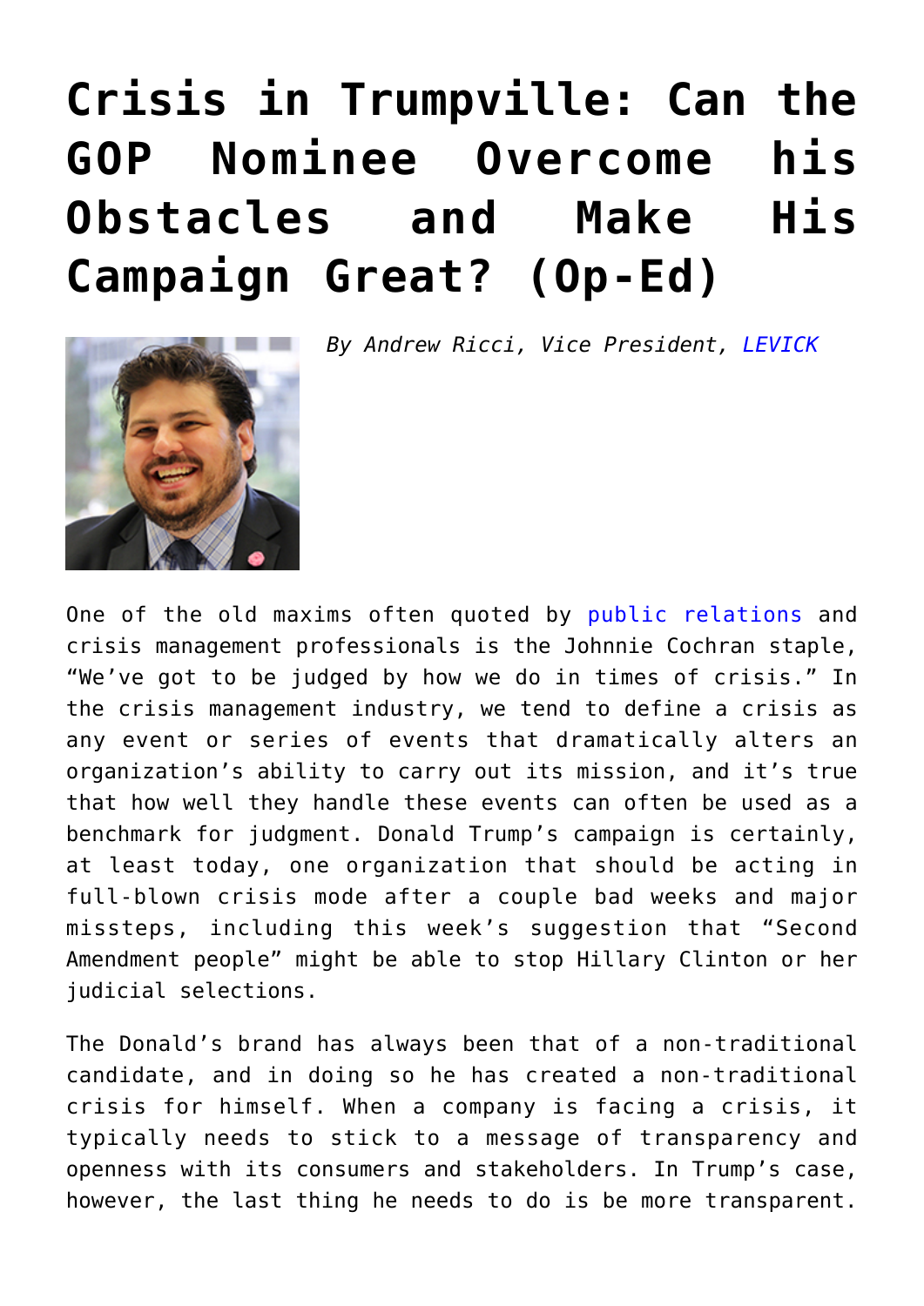# Crisis in Trumpville: Can the GOP Nominee Overcome his Obstacles and Make His Campaign Great? (Op-Ed)

*By Andrew Ricci, Vice President, LEVICK*

One of the old maxims often quoted by public relations and crisis management professionals is the Johnnie Cochran staple, "We've got to be judged by how we do in times of crisis." In the crisis management industry, we tend to define a crisis as any event or series of events that dramatically alters an organization's ability to carry out its mission, and it's true that how well they handle these events can often be used as a benchmark for judgment. Donald Trump's campaign is certainly, at least today, one organization that should be acting in full-blown crisis mode after a couple bad weeks and major missteps, including this week's suggestion that "Second Amendment people" might be able to stop Hillary Clinton or her judicial selections.

The Donald's brand has always been that of a non-traditional candidate, and in doing so he has created a non-traditional crisis for himself. When a company is facing a crisis, it typically needs to stick to a message of transparency and openness with its consumers and stakeholders. In Trump's case, however, the last thing he needs to do is be more transparent.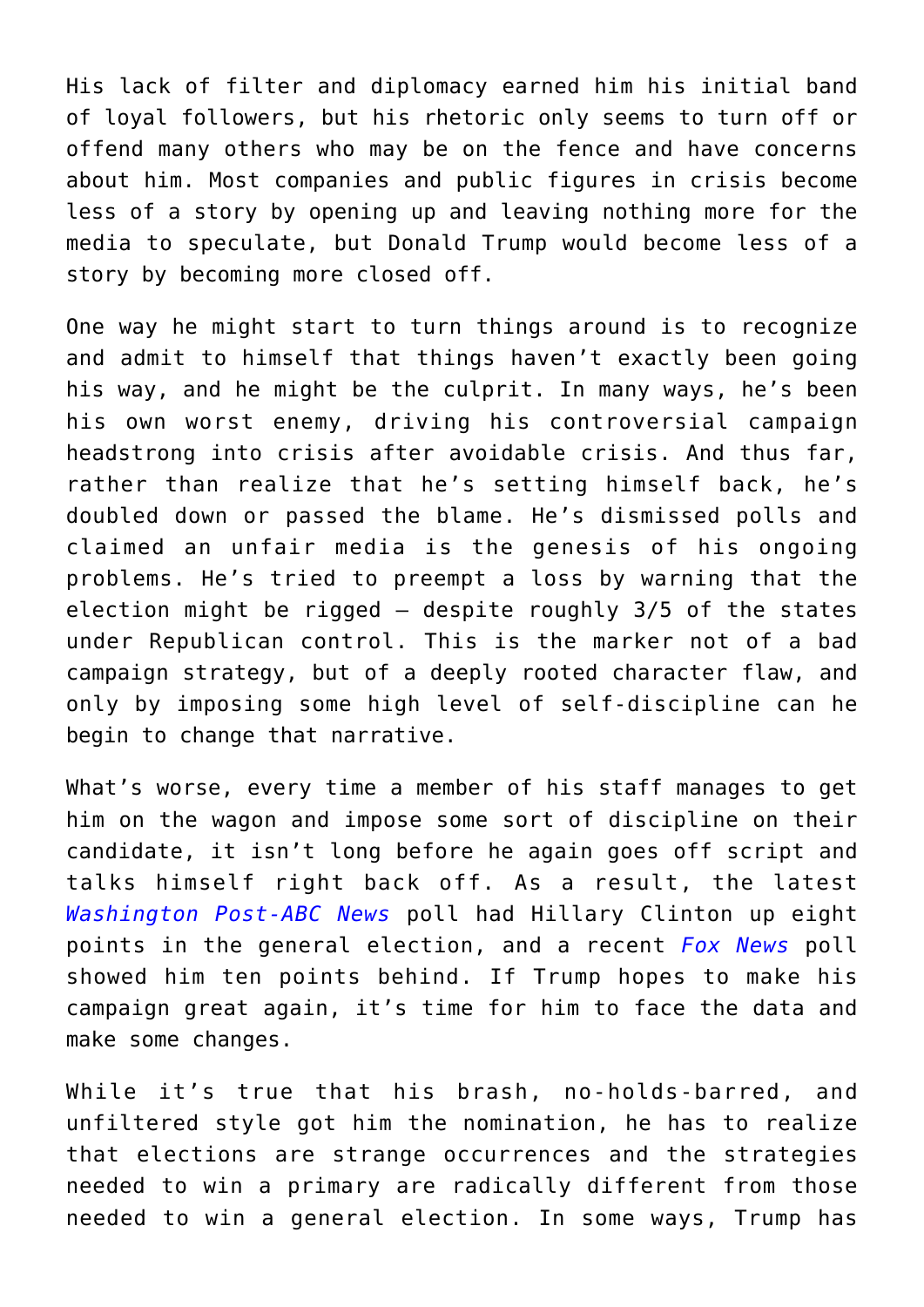His lack of filter and diplomacy earned him his initial band of loyal followers, but his rhetoric only seems to turn off or offend many others who may be on the fence and have concerns about him. Most companies and public figures in crisis become less of a story by opening up and leaving nothing more for the media to speculate, but Donald Trump would become less of a story by becoming more closed off.

One way he might start to turn things around is to recognize and admit to himself that things haven't exactly been going his way, and he might be the culprit. In many ways, he's been his own worst enemy, driving his controversial campaign headstrong into crisis after avoidable crisis. And thus far, rather than realize that he's setting himself back, he's doubled down or passed the blame. He's dismissed polls and claimed an unfair media is the genesis of his ongoing problems. He's tried to preempt a loss by warning that the election might be rigged – despite roughly 3/5 of the states under Republican control. This is the marker not of a bad campaign strategy, but of a deeply rooted character flaw, and only by imposing some high level of self-discipline can he begin to change that narrative.

What's worse, every time a member of his staff manages to get him on the wagon and impose some sort of discipline on their candidate, it isn't long before he again goes off script and talks himself right back off. As a result, the latest *Washington Post-ABC News* poll had Hillary Clinton up eight points in the general election, and a recent *Fox News* poll showed him ten points behind. If Trump hopes to make his campaign great again, it's time for him to face the data and make some changes.

While it's true that his brash, no-holds-barred, and unfiltered style got him the nomination, he has to realize that elections are strange occurrences and the strategies needed to win a primary are radically different from those needed to win a general election. In some ways, Trump has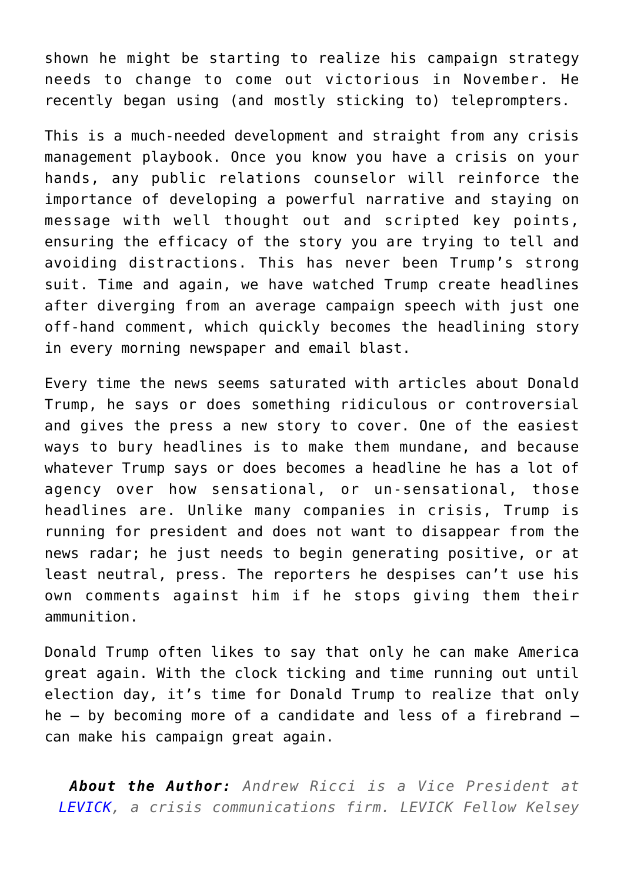shown he might be starting to realize his campaign strategy needs to change to come out victorious in November. He recently began using (and mostly sticking to) teleprompters.

This is a much-needed development and straight from any crisis management playbook. Once you know you have a crisis on your hands, any public relations counselor will reinforce the importance of developing a powerful narrative and staying on message with well thought out and scripted key points, ensuring the efficacy of the story you are trying to tell and avoiding distractions. This has never been Trump's strong suit. Time and again, we have watched Trump create headlines after diverging from an average campaign speech with just one off-hand comment, which quickly becomes the headlining story in every morning newspaper and email blast.

Every time the news seems saturated with articles about Donald Trump, he says or does something ridiculous or controversial and gives the press a new story to cover. One of the easiest ways to bury headlines is to make them mundane, and because whatever Trump says or does becomes a headline he has a lot of agency over how sensational, or un-sensational, those headlines are. Unlike many companies in crisis, Trump is running for president and does not want to disappear from the news radar; he just needs to begin generating positive, or at least neutral, press. The reporters he despises can't use his own comments against him if he stops giving them their ammunition.

Donald Trump often likes to say that only he can make America great again. With the clock ticking and time running out until election day, it's time for Donald Trump to realize that only he – by becoming more of a candidate and less of a firebrand – can make his campaign great again.

***About the Author:*** *Andrew Ricci is a Vice President at LEVICK, a crisis communications firm. LEVICK Fellow Kelsey*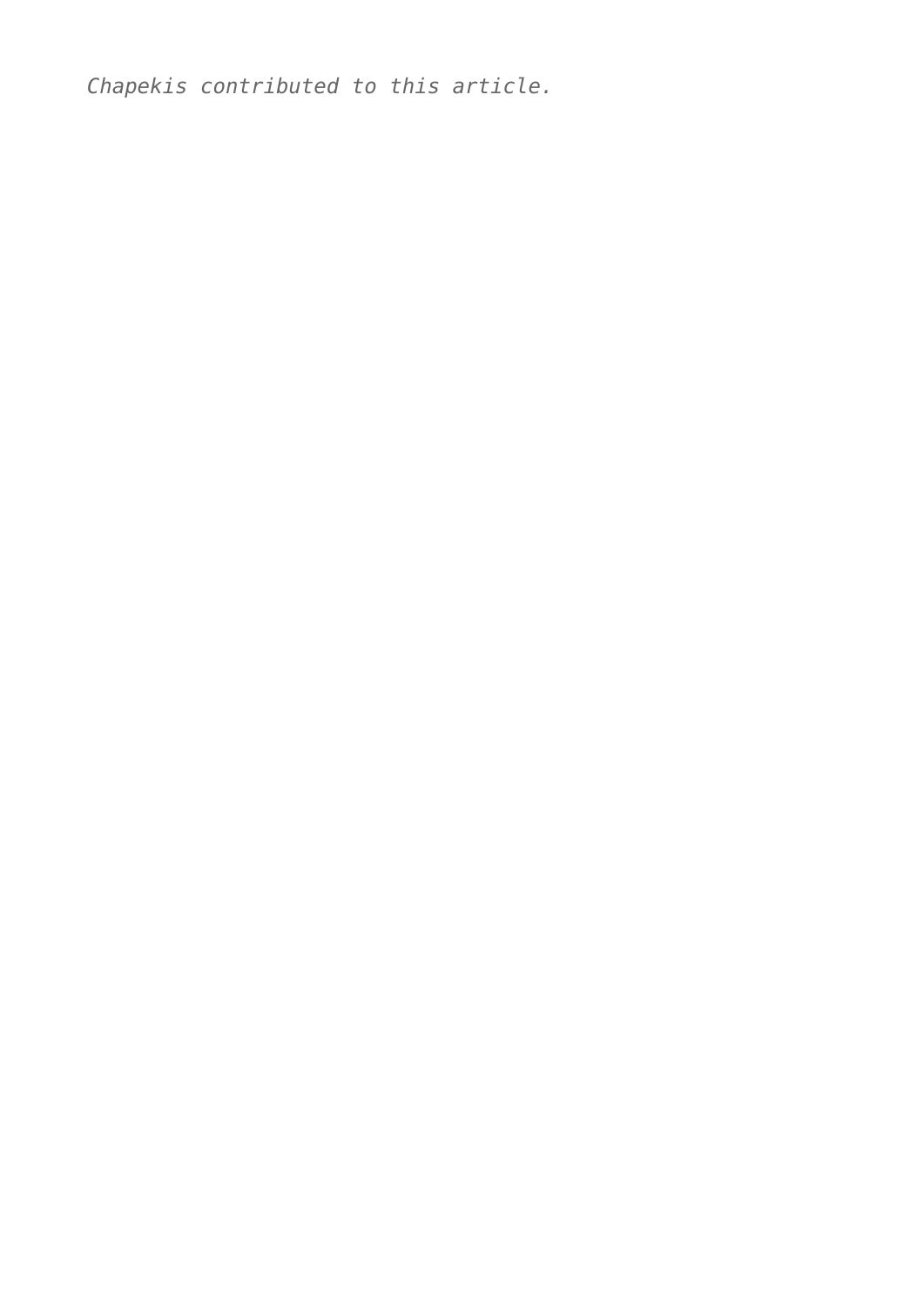*Chapekis contributed to this article.*